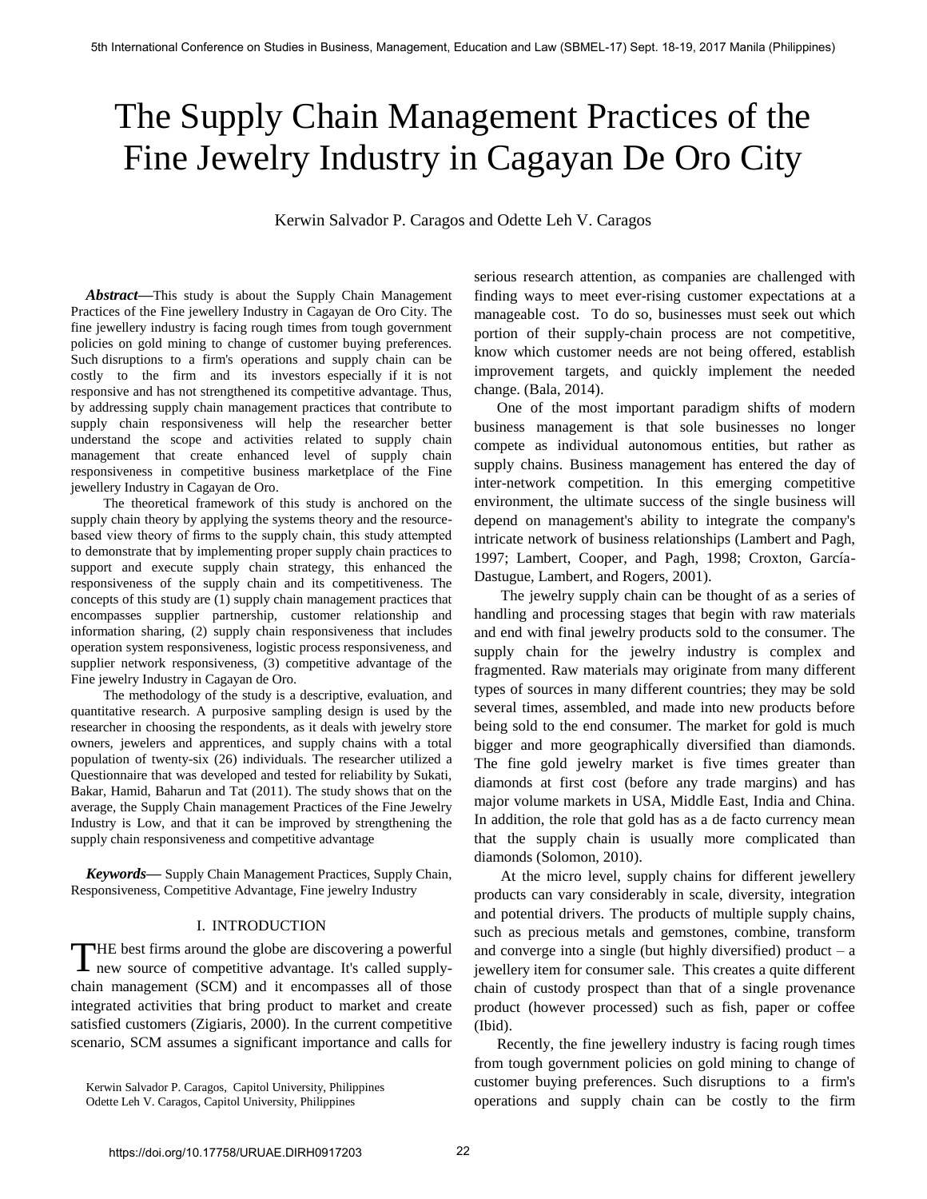# The Supply Chain Management Practices of the Fine Jewelry Industry in Cagayan De Oro City

Kerwin Salvador P. Caragos and Odette Leh V. Caragos

***Abstract*—**This study is about the Supply Chain Management Practices of the Fine jewellery Industry in Cagayan de Oro City. The fine jewellery industry is facing rough times from tough government policies on gold mining to change of customer buying preferences. Such disruptions to a firm's operations and supply chain can be costly to the firm and its investors especially if it is not responsive and has not strengthened its competitive advantage. Thus, by addressing supply chain management practices that contribute to supply chain responsiveness will help the researcher better understand the scope and activities related to supply chain management that create enhanced level of supply chain responsiveness in competitive business marketplace of the Fine jewellery Industry in Cagayan de Oro.

The theoretical framework of this study is anchored on the supply chain theory by applying the systems theory and the resource-based view theory of firms to the supply chain, this study attempted to demonstrate that by implementing proper supply chain practices to support and execute supply chain strategy, this enhanced the responsiveness of the supply chain and its competitiveness. The concepts of this study are (1) supply chain management practices that encompasses supplier partnership, customer relationship and information sharing, (2) supply chain responsiveness that includes operation system responsiveness, logistic process responsiveness, and supplier network responsiveness, (3) competitive advantage of the Fine jewelry Industry in Cagayan de Oro.

The methodology of the study is a descriptive, evaluation, and quantitative research. A purposive sampling design is used by the researcher in choosing the respondents, as it deals with jewelry store owners, jewelers and apprentices, and supply chains with a total population of twenty-six (26) individuals. The researcher utilized a Questionnaire that was developed and tested for reliability by Sukati, Bakar, Hamid, Baharun and Tat (2011). The study shows that on the average, the Supply Chain management Practices of the Fine Jewelry Industry is Low, and that it can be improved by strengthening the supply chain responsiveness and competitive advantage

***Keywords*—** Supply Chain Management Practices, Supply Chain, Responsiveness, Competitive Advantage, Fine jewelry Industry

## I. INTRODUCTION

THE best firms around the globe are discovering a powerful new source of competitive advantage. It's called supply-chain management (SCM) and it encompasses all of those integrated activities that bring product to market and create satisfied customers (Zigiaris, 2000). In the current competitive scenario, SCM assumes a significant importance and calls for serious research attention, as companies are challenged with finding ways to meet ever-rising customer expectations at a manageable cost. To do so, businesses must seek out which portion of their supply-chain process are not competitive, know which customer needs are not being offered, establish improvement targets, and quickly implement the needed change. (Bala, 2014).

One of the most important paradigm shifts of modern business management is that sole businesses no longer compete as individual autonomous entities, but rather as supply chains. Business management has entered the day of inter-network competition. In this emerging competitive environment, the ultimate success of the single business will depend on management's ability to integrate the company's intricate network of business relationships (Lambert and Pagh, 1997; Lambert, Cooper, and Pagh, 1998; Croxton, García-Dastugue, Lambert, and Rogers, 2001).

The jewelry supply chain can be thought of as a series of handling and processing stages that begin with raw materials and end with final jewelry products sold to the consumer. The supply chain for the jewelry industry is complex and fragmented. Raw materials may originate from many different types of sources in many different countries; they may be sold several times, assembled, and made into new products before being sold to the end consumer. The market for gold is much bigger and more geographically diversified than diamonds. The fine gold jewelry market is five times greater than diamonds at first cost (before any trade margins) and has major volume markets in USA, Middle East, India and China. In addition, the role that gold has as a de facto currency mean that the supply chain is usually more complicated than diamonds (Solomon, 2010).

At the micro level, supply chains for different jewellery products can vary considerably in scale, diversity, integration and potential drivers. The products of multiple supply chains, such as precious metals and gemstones, combine, transform and converge into a single (but highly diversified) product – a jewellery item for consumer sale. This creates a quite different chain of custody prospect than that of a single provenance product (however processed) such as fish, paper or coffee (Ibid).

Recently, the fine jewellery industry is facing rough times from tough government policies on gold mining to change of customer buying preferences. Such disruptions to a firm's operations and supply chain can be costly to the firm

Kerwin Salvador P. Caragos, Capitol University, Philippines
Odette Leh V. Caragos, Capitol University, Philippines

https://doi.org/10.17758/URUAE.DIRH0917203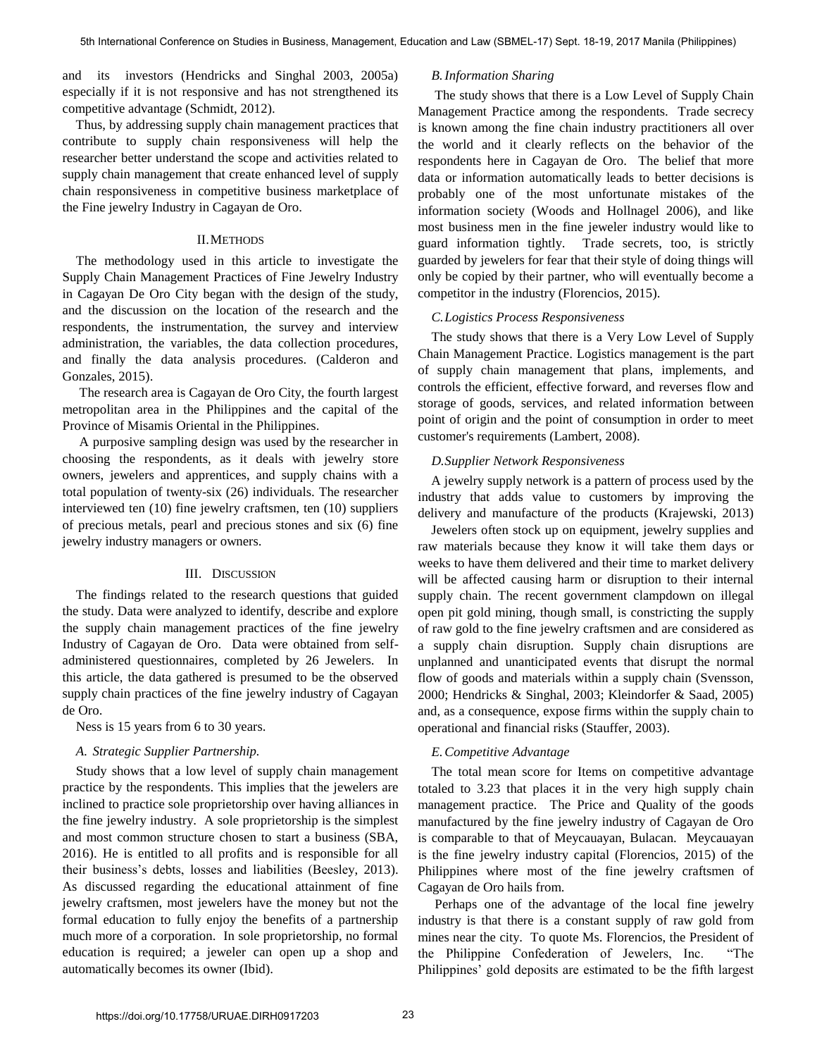and its investors (Hendricks and Singhal 2003, 2005a) especially if it is not responsive and has not strengthened its competitive advantage (Schmidt, 2012).

Thus, by addressing supply chain management practices that contribute to supply chain responsiveness will help the researcher better understand the scope and activities related to supply chain management that create enhanced level of supply chain responsiveness in competitive business marketplace of the Fine jewelry Industry in Cagayan de Oro.

## II. Methods

The methodology used in this article to investigate the Supply Chain Management Practices of Fine Jewelry Industry in Cagayan De Oro City began with the design of the study, and the discussion on the location of the research and the respondents, the instrumentation, the survey and interview administration, the variables, the data collection procedures, and finally the data analysis procedures. (Calderon and Gonzales, 2015).

The research area is Cagayan de Oro City, the fourth largest metropolitan area in the Philippines and the capital of the Province of Misamis Oriental in the Philippines.

A purposive sampling design was used by the researcher in choosing the respondents, as it deals with jewelry store owners, jewelers and apprentices, and supply chains with a total population of twenty-six (26) individuals. The researcher interviewed ten (10) fine jewelry craftsmen, ten (10) suppliers of precious metals, pearl and precious stones and six (6) fine jewelry industry managers or owners.

## III. Discussion

The findings related to the research questions that guided the study. Data were analyzed to identify, describe and explore the supply chain management practices of the fine jewelry Industry of Cagayan de Oro. Data were obtained from self-administered questionnaires, completed by 26 Jewelers. In this article, the data gathered is presumed to be the observed supply chain practices of the fine jewelry industry of Cagayan de Oro.

Ness is 15 years from 6 to 30 years.

### *A. Strategic Supplier Partnership.*

Study shows that a low level of supply chain management practice by the respondents. This implies that the jewelers are inclined to practice sole proprietorship over having alliances in the fine jewelry industry. A sole proprietorship is the simplest and most common structure chosen to start a business (SBA, 2016). He is entitled to all profits and is responsible for all their business's debts, losses and liabilities (Beesley, 2013). As discussed regarding the educational attainment of fine jewelry craftsmen, most jewelers have the money but not the formal education to fully enjoy the benefits of a partnership much more of a corporation. In sole proprietorship, no formal education is required; a jeweler can open up a shop and automatically becomes its owner (Ibid).

### *B. Information Sharing*

The study shows that there is a Low Level of Supply Chain Management Practice among the respondents. Trade secrecy is known among the fine chain industry practitioners all over the world and it clearly reflects on the behavior of the respondents here in Cagayan de Oro. The belief that more data or information automatically leads to better decisions is probably one of the most unfortunate mistakes of the information society (Woods and Hollnagel 2006), and like most business men in the fine jeweler industry would like to guard information tightly. Trade secrets, too, is strictly guarded by jewelers for fear that their style of doing things will only be copied by their partner, who will eventually become a competitor in the industry (Florencios, 2015).

### *C. Logistics Process Responsiveness*

The study shows that there is a Very Low Level of Supply Chain Management Practice. Logistics management is the part of supply chain management that plans, implements, and controls the efficient, effective forward, and reverses flow and storage of goods, services, and related information between point of origin and the point of consumption in order to meet customer's requirements (Lambert, 2008).

### *D. Supplier Network Responsiveness*

A jewelry supply network is a pattern of process used by the industry that adds value to customers by improving the delivery and manufacture of the products (Krajewski, 2013)

Jewelers often stock up on equipment, jewelry supplies and raw materials because they know it will take them days or weeks to have them delivered and their time to market delivery will be affected causing harm or disruption to their internal supply chain. The recent government clampdown on illegal open pit gold mining, though small, is constricting the supply of raw gold to the fine jewelry craftsmen and are considered as a supply chain disruption. Supply chain disruptions are unplanned and unanticipated events that disrupt the normal flow of goods and materials within a supply chain (Svensson, 2000; Hendricks & Singhal, 2003; Kleindorfer & Saad, 2005) and, as a consequence, expose firms within the supply chain to operational and financial risks (Stauffer, 2003).

### *E. Competitive Advantage*

The total mean score for Items on competitive advantage totaled to 3.23 that places it in the very high supply chain management practice. The Price and Quality of the goods manufactured by the fine jewelry industry of Cagayan de Oro is comparable to that of Meycauayan, Bulacan. Meycauayan is the fine jewelry industry capital (Florencios, 2015) of the Philippines where most of the fine jewelry craftsmen of Cagayan de Oro hails from.

Perhaps one of the advantage of the local fine jewelry industry is that there is a constant supply of raw gold from mines near the city. To quote Ms. Florencios, the President of the Philippine Confederation of Jewelers, Inc. "The Philippines' gold deposits are estimated to be the fifth largest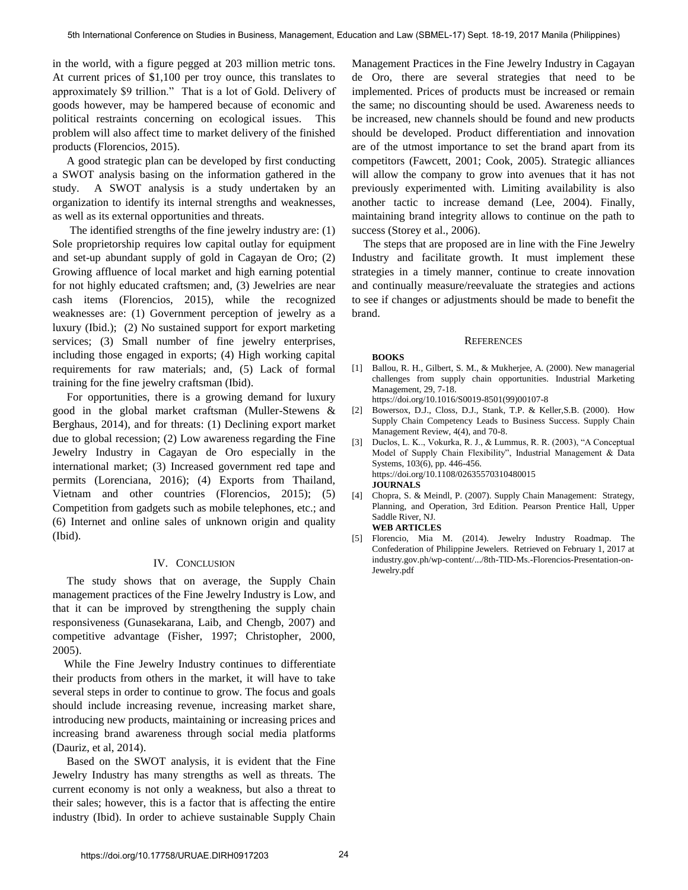in the world, with a figure pegged at 203 million metric tons. At current prices of $1,100 per troy ounce, this translates to approximately $9 trillion." That is a lot of Gold. Delivery of goods however, may be hampered because of economic and political restraints concerning on ecological issues. This problem will also affect time to market delivery of the finished products (Florencios, 2015).

A good strategic plan can be developed by first conducting a SWOT analysis basing on the information gathered in the study. A SWOT analysis is a study undertaken by an organization to identify its internal strengths and weaknesses, as well as its external opportunities and threats.

The identified strengths of the fine jewelry industry are: (1) Sole proprietorship requires low capital outlay for equipment and set-up abundant supply of gold in Cagayan de Oro; (2) Growing affluence of local market and high earning potential for not highly educated craftsmen; and, (3) Jewelries are near cash items (Florencios, 2015), while the recognized weaknesses are: (1) Government perception of jewelry as a luxury (Ibid.); (2) No sustained support for export marketing services; (3) Small number of fine jewelry enterprises, including those engaged in exports; (4) High working capital requirements for raw materials; and, (5) Lack of formal training for the fine jewelry craftsman (Ibid).

For opportunities, there is a growing demand for luxury good in the global market craftsman (Muller-Stewens & Berghaus, 2014), and for threats: (1) Declining export market due to global recession; (2) Low awareness regarding the Fine Jewelry Industry in Cagayan de Oro especially in the international market; (3) Increased government red tape and permits (Lorenciana, 2016); (4) Exports from Thailand, Vietnam and other countries (Florencios, 2015); (5) Competition from gadgets such as mobile telephones, etc.; and (6) Internet and online sales of unknown origin and quality (Ibid).

## IV. Conclusion

The study shows that on average, the Supply Chain management practices of the Fine Jewelry Industry is Low, and that it can be improved by strengthening the supply chain responsiveness (Gunasekarana, Laib, and Chengb, 2007) and competitive advantage (Fisher, 1997; Christopher, 2000, 2005).

While the Fine Jewelry Industry continues to differentiate their products from others in the market, it will have to take several steps in order to continue to grow. The focus and goals should include increasing revenue, increasing market share, introducing new products, maintaining or increasing prices and increasing brand awareness through social media platforms (Dauriz, et al, 2014).

Based on the SWOT analysis, it is evident that the Fine Jewelry Industry has many strengths as well as threats. The current economy is not only a weakness, but also a threat to their sales; however, this is a factor that is affecting the entire industry (Ibid). In order to achieve sustainable Supply Chain Management Practices in the Fine Jewelry Industry in Cagayan de Oro, there are several strategies that need to be implemented. Prices of products must be increased or remain the same; no discounting should be used. Awareness needs to be increased, new channels should be found and new products should be developed. Product differentiation and innovation are of the utmost importance to set the brand apart from its competitors (Fawcett, 2001; Cook, 2005). Strategic alliances will allow the company to grow into avenues that it has not previously experimented with. Limiting availability is also another tactic to increase demand (Lee, 2004). Finally, maintaining brand integrity allows to continue on the path to success (Storey et al., 2006).

The steps that are proposed are in line with the Fine Jewelry Industry and facilitate growth. It must implement these strategies in a timely manner, continue to create innovation and continually measure/reevaluate the strategies and actions to see if changes or adjustments should be made to benefit the brand.

## References

**BOOKS**

[1] Ballou, R. H., Gilbert, S. M., & Mukherjee, A. (2000). New managerial challenges from supply chain opportunities. Industrial Marketing Management, 29, 7-18. https://doi.org/10.1016/S0019-8501(99)00107-8

[2] Bowersox, D.J., Closs, D.J., Stank, T.P. & Keller,S.B. (2000). How Supply Chain Competency Leads to Business Success. Supply Chain Management Review, 4(4), and 70-8.

[3] Duclos, L. K.., Vokurka, R. J., & Lummus, R. R. (2003), "A Conceptual Model of Supply Chain Flexibility", Industrial Management & Data Systems, 103(6), pp. 446-456. https://doi.org/10.1108/02635570310480015

**JOURNALS**

[4] Chopra, S. & Meindl, P. (2007). Supply Chain Management: Strategy, Planning, and Operation, 3rd Edition. Pearson Prentice Hall, Upper Saddle River, NJ.

**WEB ARTICLES**

[5] Florencio, Mia M. (2014). Jewelry Industry Roadmap. The Confederation of Philippine Jewelers. Retrieved on February 1, 2017 at industry.gov.ph/wp-content/.../8th-TID-Ms.-Florencios-Presentation-on-Jewelry.pdf